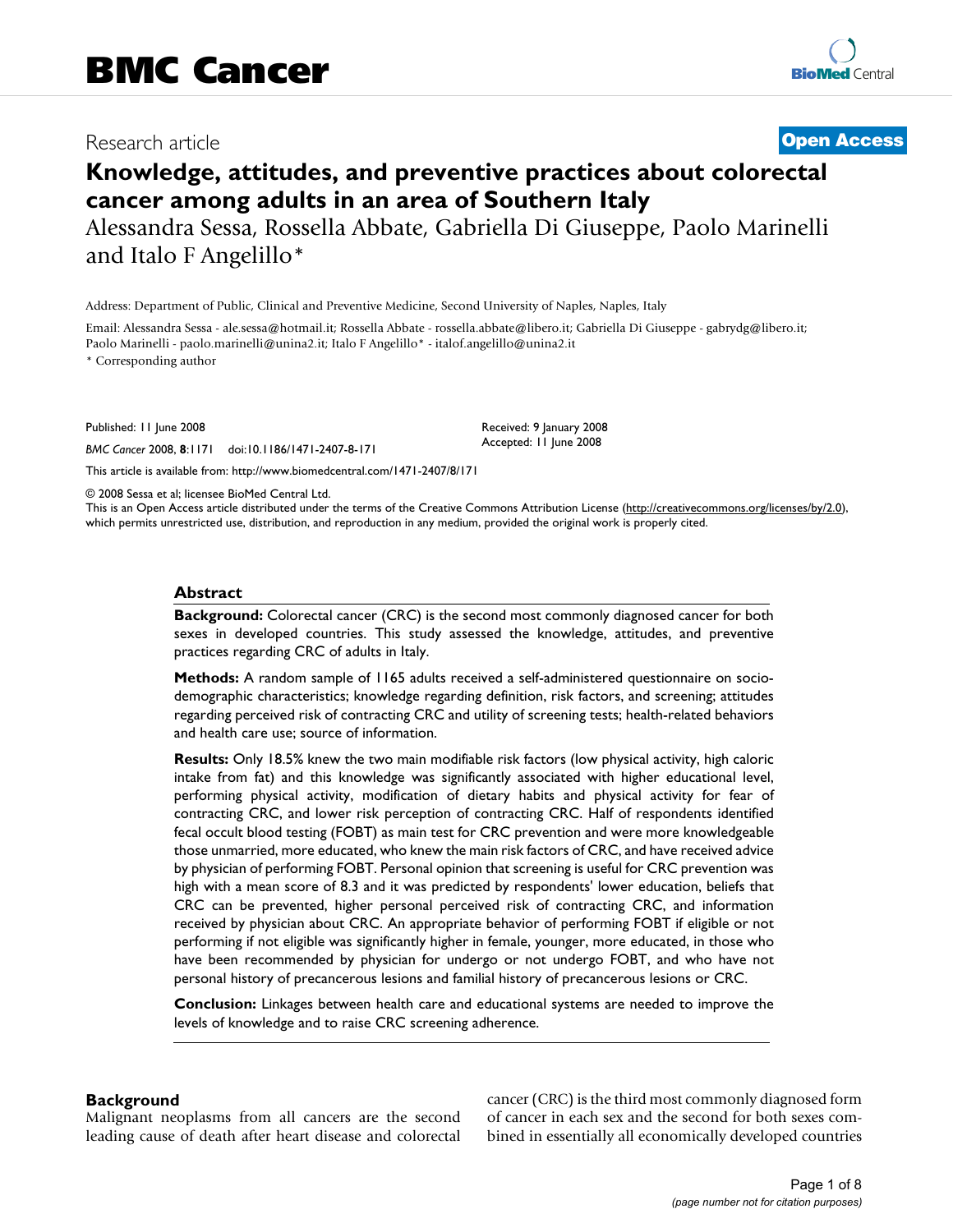Research article

**Open Access**

# Knowledge, attitudes, and preventive practices about colorectal cancer among adults in an area of Southern Italy

Alessandra Sessa, Rossella Abbate, Gabriella Di Giuseppe, Paolo Marinelli and Italo F Angelillo*

Address: Department of Public, Clinical and Preventive Medicine, Second University of Naples, Naples, Italy

Email: Alessandra Sessa - ale.sessa@hotmail.it; Rossella Abbate - rossella.abbate@libero.it; Gabriella Di Giuseppe - gabrydg@libero.it; Paolo Marinelli - paolo.marinelli@unina2.it; Italo F Angelillo* - italof.angelillo@unina2.it

\* Corresponding author

Published: 11 June 2008

*BMC Cancer* 2008, **8**:1171 doi:10.1186/1471-2407-8-171

Received: 9 January 2008
Accepted: 11 June 2008

This article is available from: http://www.biomedcentral.com/1471-2407/8/171

© 2008 Sessa et al; licensee BioMed Central Ltd.
This is an Open Access article distributed under the terms of the Creative Commons Attribution License (http://creativecommons.org/licenses/by/2.0), which permits unrestricted use, distribution, and reproduction in any medium, provided the original work is properly cited.

## Abstract

**Background:** Colorectal cancer (CRC) is the second most commonly diagnosed cancer for both sexes in developed countries. This study assessed the knowledge, attitudes, and preventive practices regarding CRC of adults in Italy.

**Methods:** A random sample of 1165 adults received a self-administered questionnaire on socio-demographic characteristics; knowledge regarding definition, risk factors, and screening; attitudes regarding perceived risk of contracting CRC and utility of screening tests; health-related behaviors and health care use; source of information.

**Results:** Only 18.5% knew the two main modifiable risk factors (low physical activity, high caloric intake from fat) and this knowledge was significantly associated with higher educational level, performing physical activity, modification of dietary habits and physical activity for fear of contracting CRC, and lower risk perception of contracting CRC. Half of respondents identified fecal occult blood testing (FOBT) as main test for CRC prevention and were more knowledgeable those unmarried, more educated, who knew the main risk factors of CRC, and have received advice by physician of performing FOBT. Personal opinion that screening is useful for CRC prevention was high with a mean score of 8.3 and it was predicted by respondents' lower education, beliefs that CRC can be prevented, higher personal perceived risk of contracting CRC, and information received by physician about CRC. An appropriate behavior of performing FOBT if eligible or not performing if not eligible was significantly higher in female, younger, more educated, in those who have been recommended by physician for undergo or not undergo FOBT, and who have not personal history of precancerous lesions and familial history of precancerous lesions or CRC.

**Conclusion:** Linkages between health care and educational systems are needed to improve the levels of knowledge and to raise CRC screening adherence.

## Background

Malignant neoplasms from all cancers are the second leading cause of death after heart disease and colorectal cancer (CRC) is the third most commonly diagnosed form of cancer in each sex and the second for both sexes combined in essentially all economically developed countries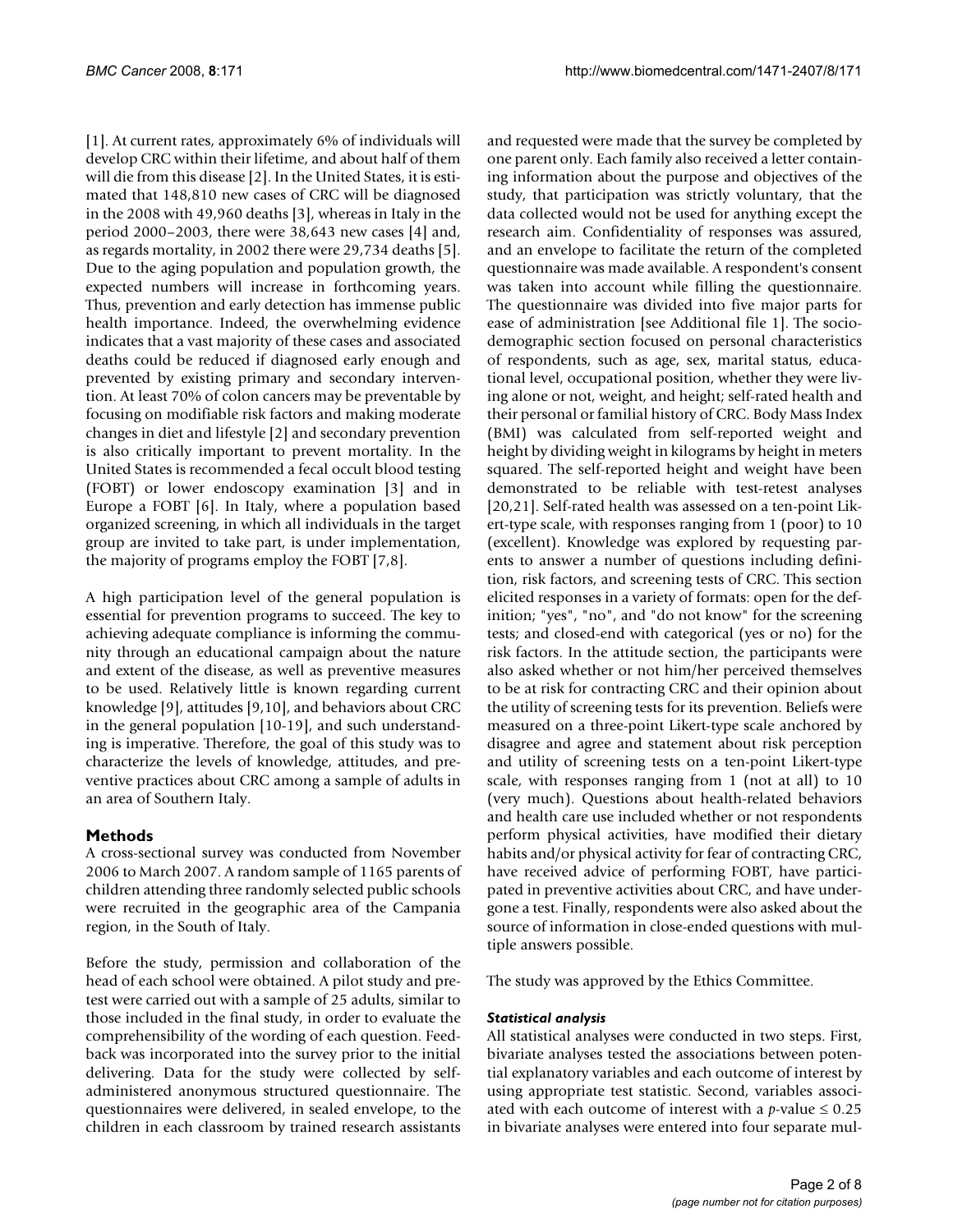[1]. At current rates, approximately 6% of individuals will develop CRC within their lifetime, and about half of them will die from this disease [2]. In the United States, it is estimated that 148,810 new cases of CRC will be diagnosed in the 2008 with 49,960 deaths [3], whereas in Italy in the period 2000–2003, there were 38,643 new cases [4] and, as regards mortality, in 2002 there were 29,734 deaths [5]. Due to the aging population and population growth, the expected numbers will increase in forthcoming years. Thus, prevention and early detection has immense public health importance. Indeed, the overwhelming evidence indicates that a vast majority of these cases and associated deaths could be reduced if diagnosed early enough and prevented by existing primary and secondary intervention. At least 70% of colon cancers may be preventable by focusing on modifiable risk factors and making moderate changes in diet and lifestyle [2] and secondary prevention is also critically important to prevent mortality. In the United States is recommended a fecal occult blood testing (FOBT) or lower endoscopy examination [3] and in Europe a FOBT [6]. In Italy, where a population based organized screening, in which all individuals in the target group are invited to take part, is under implementation, the majority of programs employ the FOBT [7,8].

A high participation level of the general population is essential for prevention programs to succeed. The key to achieving adequate compliance is informing the community through an educational campaign about the nature and extent of the disease, as well as preventive measures to be used. Relatively little is known regarding current knowledge [9], attitudes [9,10], and behaviors about CRC in the general population [10-19], and such understanding is imperative. Therefore, the goal of this study was to characterize the levels of knowledge, attitudes, and preventive practices about CRC among a sample of adults in an area of Southern Italy.

## Methods

A cross-sectional survey was conducted from November 2006 to March 2007. A random sample of 1165 parents of children attending three randomly selected public schools were recruited in the geographic area of the Campania region, in the South of Italy.

Before the study, permission and collaboration of the head of each school were obtained. A pilot study and pretest were carried out with a sample of 25 adults, similar to those included in the final study, in order to evaluate the comprehensibility of the wording of each question. Feedback was incorporated into the survey prior to the initial delivering. Data for the study were collected by self-administered anonymous structured questionnaire. The questionnaires were delivered, in sealed envelope, to the children in each classroom by trained research assistants and requested were made that the survey be completed by one parent only. Each family also received a letter containing information about the purpose and objectives of the study, that participation was strictly voluntary, that the data collected would not be used for anything except the research aim. Confidentiality of responses was assured, and an envelope to facilitate the return of the completed questionnaire was made available. A respondent's consent was taken into account while filling the questionnaire. The questionnaire was divided into five major parts for ease of administration [see Additional file 1]. The socio-demographic section focused on personal characteristics of respondents, such as age, sex, marital status, educational level, occupational position, whether they were living alone or not, weight, and height; self-rated health and their personal or familial history of CRC. Body Mass Index (BMI) was calculated from self-reported weight and height by dividing weight in kilograms by height in meters squared. The self-reported height and weight have been demonstrated to be reliable with test-retest analyses [20,21]. Self-rated health was assessed on a ten-point Likert-type scale, with responses ranging from 1 (poor) to 10 (excellent). Knowledge was explored by requesting parents to answer a number of questions including definition, risk factors, and screening tests of CRC. This section elicited responses in a variety of formats: open for the definition; "yes", "no", and "do not know" for the screening tests; and closed-end with categorical (yes or no) for the risk factors. In the attitude section, the participants were also asked whether or not him/her perceived themselves to be at risk for contracting CRC and their opinion about the utility of screening tests for its prevention. Beliefs were measured on a three-point Likert-type scale anchored by disagree and agree and statement about risk perception and utility of screening tests on a ten-point Likert-type scale, with responses ranging from 1 (not at all) to 10 (very much). Questions about health-related behaviors and health care use included whether or not respondents perform physical activities, have modified their dietary habits and/or physical activity for fear of contracting CRC, have received advice of performing FOBT, have participated in preventive activities about CRC, and have undergone a test. Finally, respondents were also asked about the source of information in close-ended questions with multiple answers possible.

The study was approved by the Ethics Committee.

### *Statistical analysis*

All statistical analyses were conducted in two steps. First, bivariate analyses tested the associations between potential explanatory variables and each outcome of interest by using appropriate test statistic. Second, variables associated with each outcome of interest with a $p$-value $\leq 0.25$ in bivariate analyses were entered into four separate mul-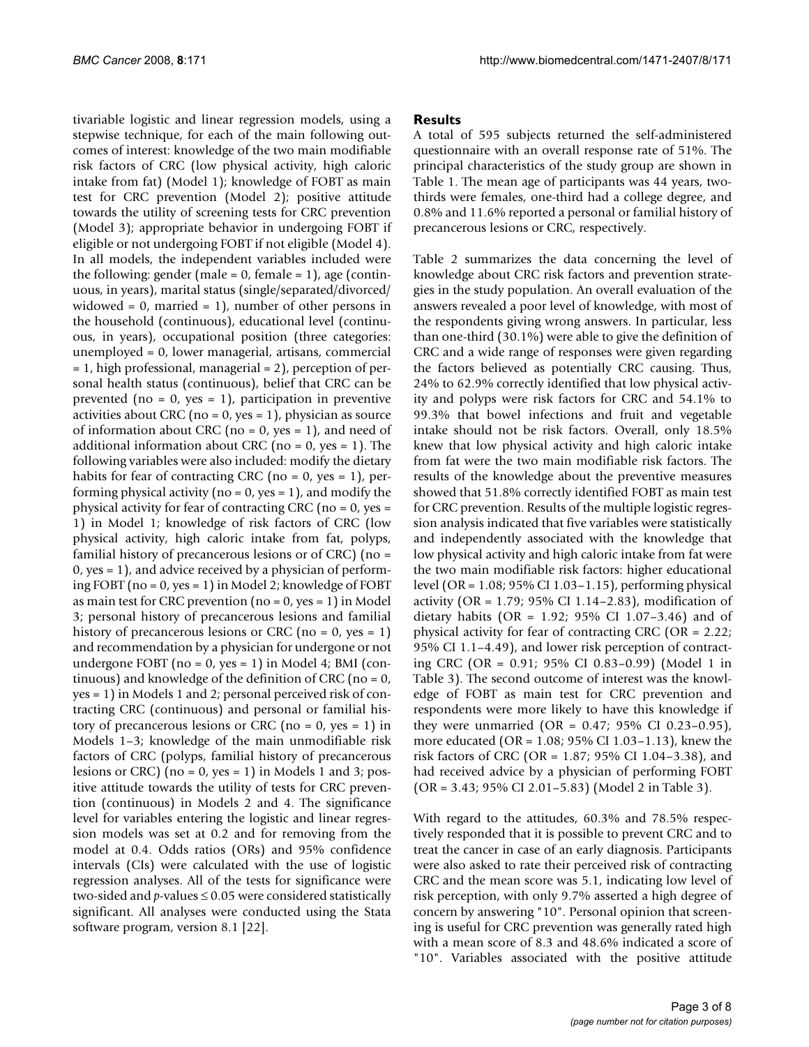tivariable logistic and linear regression models, using a stepwise technique, for each of the main following outcomes of interest: knowledge of the two main modifiable risk factors of CRC (low physical activity, high caloric intake from fat) (Model 1); knowledge of FOBT as main test for CRC prevention (Model 2); positive attitude towards the utility of screening tests for CRC prevention (Model 3); appropriate behavior in undergoing FOBT if eligible or not undergoing FOBT if not eligible (Model 4). In all models, the independent variables included were the following: gender (male = 0, female = 1), age (continuous, in years), marital status (single/separated/divorced/widowed = 0, married = 1), number of other persons in the household (continuous), educational level (continuous, in years), occupational position (three categories: unemployed = 0, lower managerial, artisans, commercial = 1, high professional, managerial = 2), perception of personal health status (continuous), belief that CRC can be prevented (no = 0, yes = 1), participation in preventive activities about CRC (no = 0, yes = 1), physician as source of information about CRC (no = 0, yes = 1), and need of additional information about CRC (no = 0, yes = 1). The following variables were also included: modify the dietary habits for fear of contracting CRC (no = 0, yes = 1), performing physical activity (no = 0, yes = 1), and modify the physical activity for fear of contracting CRC (no = 0, yes = 1) in Model 1; knowledge of risk factors of CRC (low physical activity, high caloric intake from fat, polyps, familial history of precancerous lesions or of CRC) (no = 0, yes = 1), and advice received by a physician of performing FOBT (no = 0, yes = 1) in Model 2; knowledge of FOBT as main test for CRC prevention (no = 0, yes = 1) in Model 3; personal history of precancerous lesions and familial history of precancerous lesions or CRC (no = 0, yes = 1) and recommendation by a physician for undergone or not undergone FOBT (no = 0, yes = 1) in Model 4; BMI (continuous) and knowledge of the definition of CRC (no = 0, yes = 1) in Models 1 and 2; personal perceived risk of contracting CRC (continuous) and personal or familial history of precancerous lesions or CRC (no = 0, yes = 1) in Models 1–3; knowledge of the main unmodifiable risk factors of CRC (polyps, familial history of precancerous lesions or CRC) (no = 0, yes = 1) in Models 1 and 3; positive attitude towards the utility of tests for CRC prevention (continuous) in Models 2 and 4. The significance level for variables entering the logistic and linear regression models was set at 0.2 and for removing from the model at 0.4. Odds ratios (ORs) and 95% confidence intervals (CIs) were calculated with the use of logistic regression analyses. All of the tests for significance were two-sided and $p$-values $\leq 0.05$ were considered statistically significant. All analyses were conducted using the Stata software program, version 8.1 [22].

## Results

A total of 595 subjects returned the self-administered questionnaire with an overall response rate of 51%. The principal characteristics of the study group are shown in Table 1. The mean age of participants was 44 years, two-thirds were females, one-third had a college degree, and 0.8% and 11.6% reported a personal or familial history of precancerous lesions or CRC, respectively.

Table 2 summarizes the data concerning the level of knowledge about CRC risk factors and prevention strategies in the study population. An overall evaluation of the answers revealed a poor level of knowledge, with most of the respondents giving wrong answers. In particular, less than one-third (30.1%) were able to give the definition of CRC and a wide range of responses were given regarding the factors believed as potentially CRC causing. Thus, 24% to 62.9% correctly identified that low physical activity and polyps were risk factors for CRC and 54.1% to 99.3% that bowel infections and fruit and vegetable intake should not be risk factors. Overall, only 18.5% knew that low physical activity and high caloric intake from fat were the two main modifiable risk factors. The results of the knowledge about the preventive measures showed that 51.8% correctly identified FOBT as main test for CRC prevention. Results of the multiple logistic regression analysis indicated that five variables were statistically and independently associated with the knowledge that low physical activity and high caloric intake from fat were the two main modifiable risk factors: higher educational level (OR = 1.08; 95% CI 1.03–1.15), performing physical activity (OR = 1.79; 95% CI 1.14–2.83), modification of dietary habits (OR = 1.92; 95% CI 1.07–3.46) and of physical activity for fear of contracting CRC (OR = 2.22; 95% CI 1.1–4.49), and lower risk perception of contracting CRC (OR = 0.91; 95% CI 0.83–0.99) (Model 1 in Table 3). The second outcome of interest was the knowledge of FOBT as main test for CRC prevention and respondents were more likely to have this knowledge if they were unmarried (OR = 0.47; 95% CI 0.23–0.95), more educated (OR = 1.08; 95% CI 1.03–1.13), knew the risk factors of CRC (OR = 1.87; 95% CI 1.04–3.38), and had received advice by a physician of performing FOBT (OR = 3.43; 95% CI 2.01–5.83) (Model 2 in Table 3).

With regard to the attitudes, 60.3% and 78.5% respectively responded that it is possible to prevent CRC and to treat the cancer in case of an early diagnosis. Participants were also asked to rate their perceived risk of contracting CRC and the mean score was 5.1, indicating low level of risk perception, with only 9.7% asserted a high degree of concern by answering "10". Personal opinion that screening is useful for CRC prevention was generally rated high with a mean score of 8.3 and 48.6% indicated a score of "10". Variables associated with the positive attitude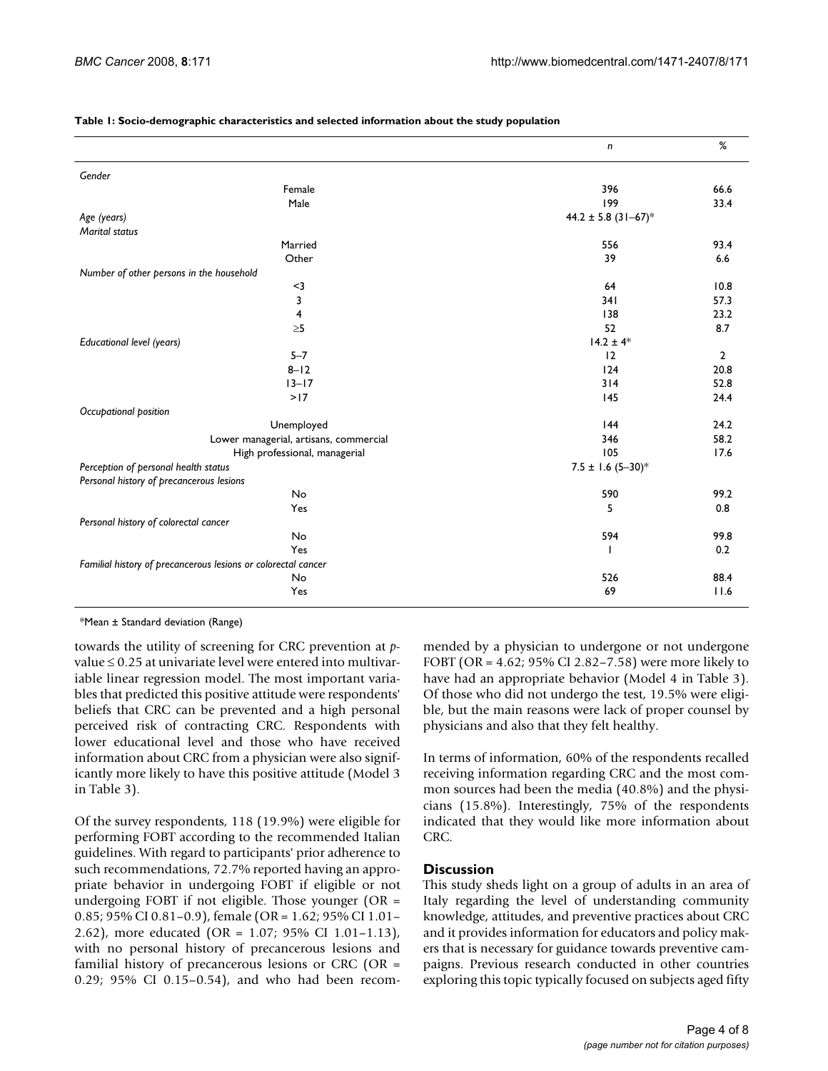**Table 1: Socio-demographic characteristics and selected information about the study population**

| | *n* | % |
|---|---|---|
| *Gender* | | |
| Female | 396 | 66.6 |
| Male | 199 | 33.4 |
| *Age (years)* | 44.2 ± 5.8 (31–67)* | |
| *Marital status* | | |
| Married | 556 | 93.4 |
| Other | 39 | 6.6 |
| *Number of other persons in the household* | | |
| <3 | 64 | 10.8 |
| 3 | 341 | 57.3 |
| 4 | 138 | 23.2 |
| ≥5 | 52 | 8.7 |
| *Educational level (years)* | 14.2 ± 4* | |
| 5–7 | 12 | 2 |
| 8–12 | 124 | 20.8 |
| 13–17 | 314 | 52.8 |
| >17 | 145 | 24.4 |
| *Occupational position* | | |
| Unemployed | 144 | 24.2 |
| Lower managerial, artisans, commercial | 346 | 58.2 |
| High professional, managerial | 105 | 17.6 |
| *Perception of personal health status* | 7.5 ± 1.6 (5–30)* | |
| *Personal history of precancerous lesions* | | |
| No | 590 | 99.2 |
| Yes | 5 | 0.8 |
| *Personal history of colorectal cancer* | | |
| No | 594 | 99.8 |
| Yes | 1 | 0.2 |
| *Familial history of precancerous lesions or colorectal cancer* | | |
| No | 526 | 88.4 |
| Yes | 69 | 11.6 |

*Mean ± Standard deviation (Range)

towards the utility of screening for CRC prevention at *p*-value ≤ 0.25 at univariate level were entered into multivariable linear regression model. The most important variables that predicted this positive attitude were respondents' beliefs that CRC can be prevented and a high personal perceived risk of contracting CRC. Respondents with lower educational level and those who have received information about CRC from a physician were also significantly more likely to have this positive attitude (Model 3 in Table 3).

Of the survey respondents, 118 (19.9%) were eligible for performing FOBT according to the recommended Italian guidelines. With regard to participants' prior adherence to such recommendations, 72.7% reported having an appropriate behavior in undergoing FOBT if eligible or not undergoing FOBT if not eligible. Those younger (OR = 0.85; 95% CI 0.81–0.9), female (OR = 1.62; 95% CI 1.01–2.62), more educated (OR = 1.07; 95% CI 1.01–1.13), with no personal history of precancerous lesions and familial history of precancerous lesions or CRC (OR = 0.29; 95% CI 0.15–0.54), and who had been recommended by a physician to undergone or not undergone FOBT (OR = 4.62; 95% CI 2.82–7.58) were more likely to have had an appropriate behavior (Model 4 in Table 3). Of those who did not undergo the test, 19.5% were eligible, but the main reasons were lack of proper counsel by physicians and also that they felt healthy.

In terms of information, 60% of the respondents recalled receiving information regarding CRC and the most common sources had been the media (40.8%) and the physicians (15.8%). Interestingly, 75% of the respondents indicated that they would like more information about CRC.

## Discussion

This study sheds light on a group of adults in an area of Italy regarding the level of understanding community knowledge, attitudes, and preventive practices about CRC and it provides information for educators and policy makers that is necessary for guidance towards preventive campaigns. Previous research conducted in other countries exploring this topic typically focused on subjects aged fifty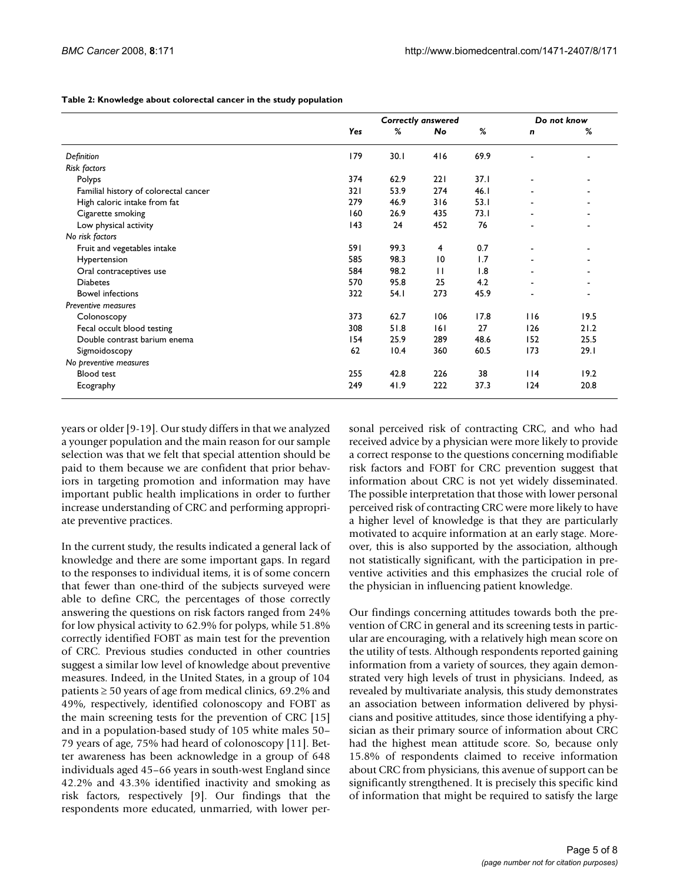**Table 2: Knowledge about colorectal cancer in the study population**

| | *Correctly answered* | | | | *Do not know* | |
|---|---|---|---|---|---|---|
| | *Yes* | *%* | *No* | *%* | *n* | *%* |
| *Definition* | 179 | 30.1 | 416 | 69.9 | - | - |
| *Risk factors* | | | | | | |
| Polyps | 374 | 62.9 | 221 | 37.1 | - | - |
| Familial history of colorectal cancer | 321 | 53.9 | 274 | 46.1 | - | - |
| High caloric intake from fat | 279 | 46.9 | 316 | 53.1 | - | - |
| Cigarette smoking | 160 | 26.9 | 435 | 73.1 | - | - |
| Low physical activity | 143 | 24 | 452 | 76 | - | - |
| *No risk factors* | | | | | | |
| Fruit and vegetables intake | 591 | 99.3 | 4 | 0.7 | - | - |
| Hypertension | 585 | 98.3 | 10 | 1.7 | - | - |
| Oral contraceptives use | 584 | 98.2 | 11 | 1.8 | - | - |
| Diabetes | 570 | 95.8 | 25 | 4.2 | - | - |
| Bowel infections | 322 | 54.1 | 273 | 45.9 | - | - |
| *Preventive measures* | | | | | | |
| Colonoscopy | 373 | 62.7 | 106 | 17.8 | 116 | 19.5 |
| Fecal occult blood testing | 308 | 51.8 | 161 | 27 | 126 | 21.2 |
| Double contrast barium enema | 154 | 25.9 | 289 | 48.6 | 152 | 25.5 |
| Sigmoidoscopy | 62 | 10.4 | 360 | 60.5 | 173 | 29.1 |
| *No preventive measures* | | | | | | |
| Blood test | 255 | 42.8 | 226 | 38 | 114 | 19.2 |
| Ecography | 249 | 41.9 | 222 | 37.3 | 124 | 20.8 |

years or older [9-19]. Our study differs in that we analyzed a younger population and the main reason for our sample selection was that we felt that special attention should be paid to them because we are confident that prior behaviors in targeting promotion and information may have important public health implications in order to further increase understanding of CRC and performing appropriate preventive practices.

In the current study, the results indicated a general lack of knowledge and there are some important gaps. In regard to the responses to individual items, it is of some concern that fewer than one-third of the subjects surveyed were able to define CRC, the percentages of those correctly answering the questions on risk factors ranged from 24% for low physical activity to 62.9% for polyps, while 51.8% correctly identified FOBT as main test for the prevention of CRC. Previous studies conducted in other countries suggest a similar low level of knowledge about preventive measures. Indeed, in the United States, in a group of 104 patients ≥ 50 years of age from medical clinics, 69.2% and 49%, respectively, identified colonoscopy and FOBT as the main screening tests for the prevention of CRC [15] and in a population-based study of 105 white males 50–79 years of age, 75% had heard of colonoscopy [11]. Better awareness has been acknowledge in a group of 648 individuals aged 45–66 years in south-west England since 42.2% and 43.3% identified inactivity and smoking as risk factors, respectively [9]. Our findings that the respondents more educated, unmarried, with lower personal perceived risk of contracting CRC, and who had received advice by a physician were more likely to provide a correct response to the questions concerning modifiable risk factors and FOBT for CRC prevention suggest that information about CRC is not yet widely disseminated. The possible interpretation that those with lower personal perceived risk of contracting CRC were more likely to have a higher level of knowledge is that they are particularly motivated to acquire information at an early stage. Moreover, this is also supported by the association, although not statistically significant, with the participation in preventive activities and this emphasizes the crucial role of the physician in influencing patient knowledge.

Our findings concerning attitudes towards both the prevention of CRC in general and its screening tests in particular are encouraging, with a relatively high mean score on the utility of tests. Although respondents reported gaining information from a variety of sources, they again demonstrated very high levels of trust in physicians. Indeed, as revealed by multivariate analysis, this study demonstrates an association between information delivered by physicians and positive attitudes, since those identifying a physician as their primary source of information about CRC had the highest mean attitude score. So, because only 15.8% of respondents claimed to receive information about CRC from physicians, this avenue of support can be significantly strengthened. It is precisely this specific kind of information that might be required to satisfy the large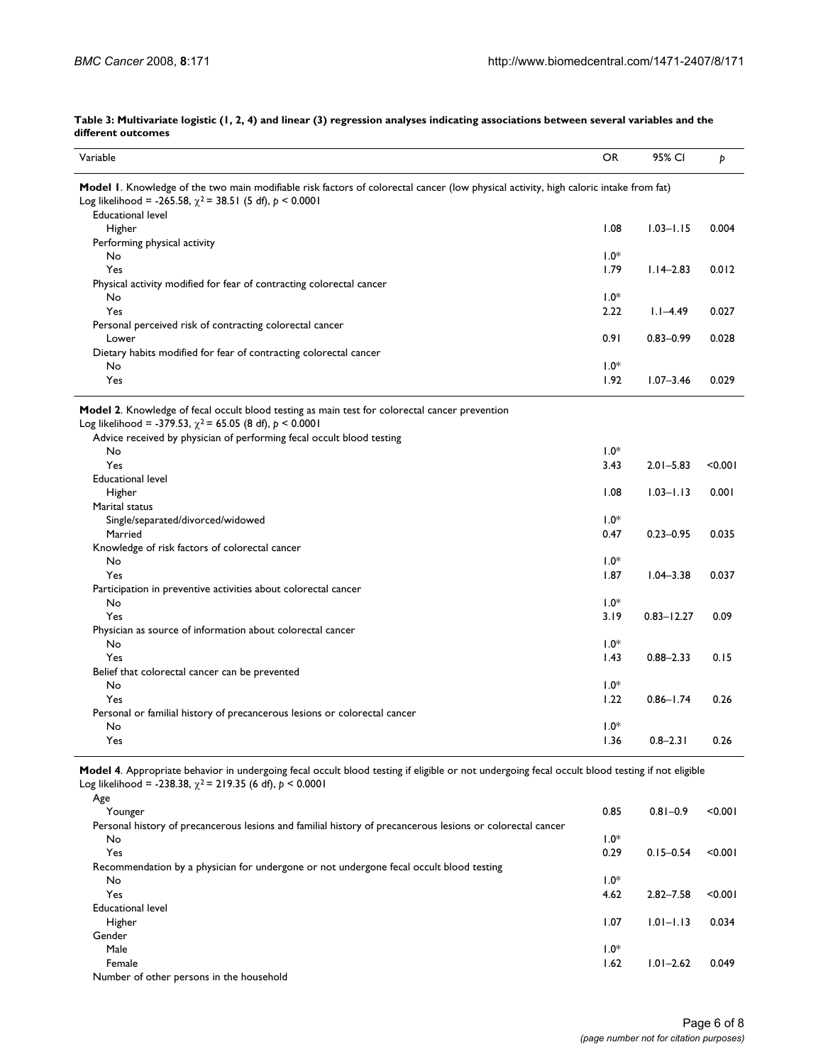**Table 3: Multivariate logistic (1, 2, 4) and linear (3) regression analyses indicating associations between several variables and the different outcomes**

| Variable | OR | 95% CI | $p$ |
| --- | --- | --- | --- |
| **Model 1**. Knowledge of the two main modifiable risk factors of colorectal cancer (low physical activity, high caloric intake from fat) | | | |
| Log likelihood = -265.58, $\chi^2$ = 38.51 (5 df), $p < 0.0001$ | | | |
| Educational level | | | |
| Higher | 1.08 | 1.03–1.15 | 0.004 |
| Performing physical activity | | | |
| No | 1.0* | | |
| Yes | 1.79 | 1.14–2.83 | 0.012 |
| Physical activity modified for fear of contracting colorectal cancer | | | |
| No | 1.0* | | |
| Yes | 2.22 | 1.1–4.49 | 0.027 |
| Personal perceived risk of contracting colorectal cancer | | | |
| Lower | 0.91 | 0.83–0.99 | 0.028 |
| Dietary habits modified for fear of contracting colorectal cancer | | | |
| No | 1.0* | | |
| Yes | 1.92 | 1.07–3.46 | 0.029 |
| **Model 2**. Knowledge of fecal occult blood testing as main test for colorectal cancer prevention | | | |
| Log likelihood = -379.53, $\chi^2$ = 65.05 (8 df), $p < 0.0001$ | | | |
| Advice received by physician of performing fecal occult blood testing | | | |
| No | 1.0* | | |
| Yes | 3.43 | 2.01–5.83 | <0.001 |
| Educational level | | | |
| Higher | 1.08 | 1.03–1.13 | 0.001 |
| Marital status | | | |
| Single/separated/divorced/widowed | 1.0* | | |
| Married | 0.47 | 0.23–0.95 | 0.035 |
| Knowledge of risk factors of colorectal cancer | | | |
| No | 1.0* | | |
| Yes | 1.87 | 1.04–3.38 | 0.037 |
| Participation in preventive activities about colorectal cancer | | | |
| No | 1.0* | | |
| Yes | 3.19 | 0.83–12.27 | 0.09 |
| Physician as source of information about colorectal cancer | | | |
| No | 1.0* | | |
| Yes | 1.43 | 0.88–2.33 | 0.15 |
| Belief that colorectal cancer can be prevented | | | |
| No | 1.0* | | |
| Yes | 1.22 | 0.86–1.74 | 0.26 |
| Personal or familial history of precancerous lesions or colorectal cancer | | | |
| No | 1.0* | | |
| Yes | 1.36 | 0.8–2.31 | 0.26 |
| **Model 4**. Appropriate behavior in undergoing fecal occult blood testing if eligible or not undergoing fecal occult blood testing if not eligible | | | |
| Log likelihood = -238.38, $\chi^2$ = 219.35 (6 df), $p < 0.0001$ | | | |
| Age | | | |
| Younger | 0.85 | 0.81–0.9 | <0.001 |
| Personal history of precancerous lesions and familial history of precancerous lesions or colorectal cancer | | | |
| No | 1.0* | | |
| Yes | 0.29 | 0.15–0.54 | <0.001 |
| Recommendation by a physician for undergone or not undergone fecal occult blood testing | | | |
| No | 1.0* | | |
| Yes | 4.62 | 2.82–7.58 | <0.001 |
| Educational level | | | |
| Higher | 1.07 | 1.01–1.13 | 0.034 |
| Gender | | | |
| Male | 1.0* | | |
| Female | 1.62 | 1.01–2.62 | 0.049 |
| Number of other persons in the household | | | |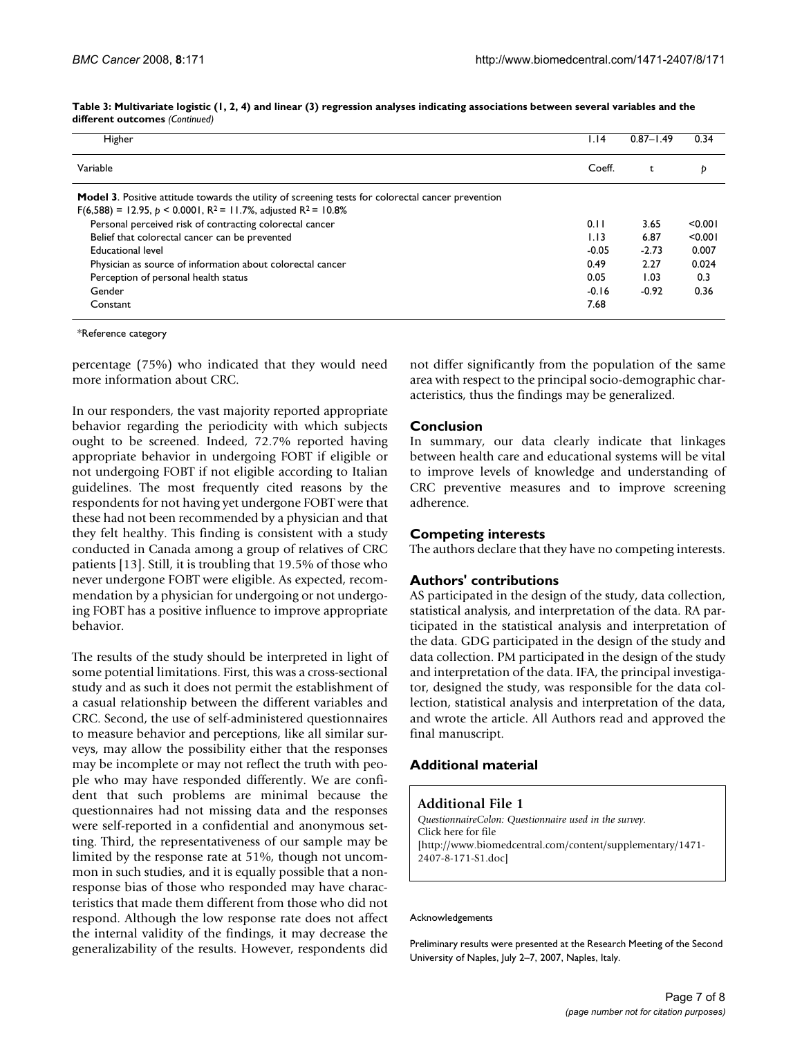**Table 3: Multivariate logistic (1, 2, 4) and linear (3) regression analyses indicating associations between several variables and the different outcomes** *(Continued)*

| | | | |
|---|---|---|---|
| Higher | 1.14 | 0.87–1.49 | 0.34 |
| **Variable** | **Coeff.** | **t** | ***p*** |
| **Model 3**. Positive attitude towards the utility of screening tests for colorectal cancer prevention $F(6,588) = 12.95$, $p < 0.0001$, $R^2 = 11.7\%$, adjusted $R^2 = 10.8\%$ | | | |
| Personal perceived risk of contracting colorectal cancer | 0.11 | 3.65 | <0.001 |
| Belief that colorectal cancer can be prevented | 1.13 | 6.87 | <0.001 |
| Educational level | -0.05 | -2.73 | 0.007 |
| Physician as source of information about colorectal cancer | 0.49 | 2.27 | 0.024 |
| Perception of personal health status | 0.05 | 1.03 | 0.3 |
| Gender | -0.16 | -0.92 | 0.36 |
| Constant | 7.68 | | |

*Reference category

percentage (75%) who indicated that they would need more information about CRC.

In our responders, the vast majority reported appropriate behavior regarding the periodicity with which subjects ought to be screened. Indeed, 72.7% reported having appropriate behavior in undergoing FOBT if eligible or not undergoing FOBT if not eligible according to Italian guidelines. The most frequently cited reasons by the respondents for not having yet undergone FOBT were that these had not been recommended by a physician and that they felt healthy. This finding is consistent with a study conducted in Canada among a group of relatives of CRC patients [13]. Still, it is troubling that 19.5% of those who never undergone FOBT were eligible. As expected, recommendation by a physician for undergoing or not undergoing FOBT has a positive influence to improve appropriate behavior.

The results of the study should be interpreted in light of some potential limitations. First, this was a cross-sectional study and as such it does not permit the establishment of a casual relationship between the different variables and CRC. Second, the use of self-administered questionnaires to measure behavior and perceptions, like all similar surveys, may allow the possibility either that the responses may be incomplete or may not reflect the truth with people who may have responded differently. We are confident that such problems are minimal because the questionnaires had not missing data and the responses were self-reported in a confidential and anonymous setting. Third, the representativeness of our sample may be limited by the response rate at 51%, though not uncommon in such studies, and it is equally possible that a non-response bias of those who responded may have characteristics that made them different from those who did not respond. Although the low response rate does not affect the internal validity of the findings, it may decrease the generalizability of the results. However, respondents did not differ significantly from the population of the same area with respect to the principal socio-demographic characteristics, thus the findings may be generalized.

## Conclusion

In summary, our data clearly indicate that linkages between health care and educational systems will be vital to improve levels of knowledge and understanding of CRC preventive measures and to improve screening adherence.

## Competing interests

The authors declare that they have no competing interests.

## Authors' contributions

AS participated in the design of the study, data collection, statistical analysis, and interpretation of the data. RA participated in the statistical analysis and interpretation of the data. GDG participated in the design of the study and data collection. PM participated in the design of the study and interpretation of the data. IFA, the principal investigator, designed the study, was responsible for the data collection, statistical analysis and interpretation of the data, and wrote the article. All Authors read and approved the final manuscript.

## Additional material

**Additional File 1**

*QuestionnaireColon: Questionnaire used in the survey.*
Click here for file
[http://www.biomedcentral.com/content/supplementary/1471-2407-8-171-S1.doc]

#### Acknowledgements

Preliminary results were presented at the Research Meeting of the Second University of Naples, July 2–7, 2007, Naples, Italy.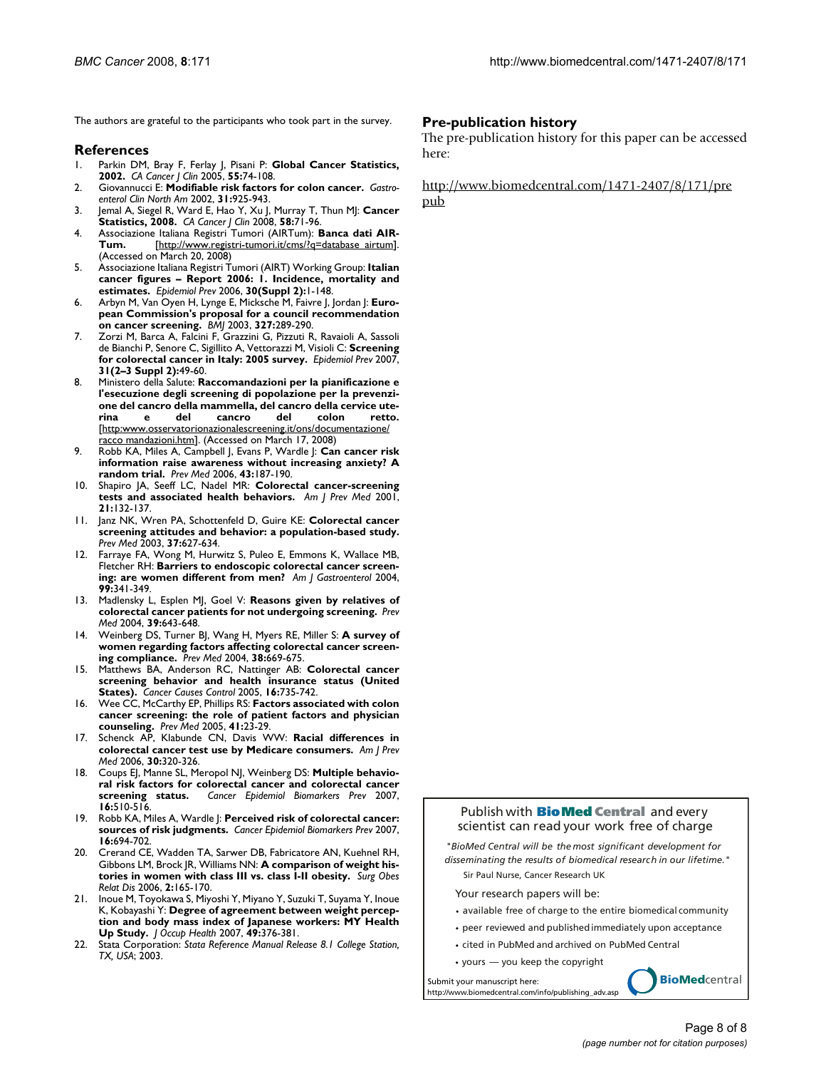The authors are grateful to the participants who took part in the survey.

## References

1. Parkin DM, Bray F, Ferlay J, Pisani P: **Global Cancer Statistics, 2002.** *CA Cancer J Clin* 2005, **55:**74-108.
2. Giovannucci E: **Modifiable risk factors for colon cancer.** *Gastroenterol Clin North Am* 2002, **31:**925-943.
3. Jemal A, Siegel R, Ward E, Hao Y, Xu J, Murray T, Thun MJ: **Cancer Statistics, 2008.** *CA Cancer J Clin* 2008, **58:**71-96.
4. Associazione Italiana Registri Tumori (AIRTum): **Banca dati AIRTum.** [http://www.registri-tumori.it/cms/?q=database_airtum]. (Accessed on March 20, 2008)
5. Associazione Italiana Registri Tumori (AIRT) Working Group: **Italian cancer figures – Report 2006: 1. Incidence, mortality and estimates.** *Epidemiol Prev* 2006, **30(Suppl 2):**1-148.
6. Arbyn M, Van Oyen H, Lynge E, Micksche M, Faivre J, Jordan J: **European Commission's proposal for a council recommendation on cancer screening.** *BMJ* 2003, **327:**289-290.
7. Zorzi M, Barca A, Falcini F, Grazzini G, Pizzuti R, Ravaioli A, Sassoli de Bianchi P, Senore C, Sigillito A, Vettorazzi M, Visioli C: **Screening for colorectal cancer in Italy: 2005 survey.** *Epidemiol Prev* 2007, **31(2–3 Suppl 2):**49-60.
8. Ministero della Salute: **Raccomandazioni per la pianificazione e l'esecuzione degli screening di popolazione per la prevenzione del cancro della mammella, del cancro della cervice uterina e del cancro del colon retto.** [http:www.osservatorionazionalescreening.it/ons/documentazione/racco mandazioni.htm]. (Accessed on March 17, 2008)
9. Robb KA, Miles A, Campbell J, Evans P, Wardle J: **Can cancer risk information raise awareness without increasing anxiety? A random trial.** *Prev Med* 2006, **43:**187-190.
10. Shapiro JA, Seeff LC, Nadel MR: **Colorectal cancer-screening tests and associated health behaviors.** *Am J Prev Med* 2001, **21:**132-137.
11. Janz NK, Wren PA, Schottenfeld D, Guire KE: **Colorectal cancer screening attitudes and behavior: a population-based study.** *Prev Med* 2003, **37:**627-634.
12. Farraye FA, Wong M, Hurwitz S, Puleo E, Emmons K, Wallace MB, Fletcher RH: **Barriers to endoscopic colorectal cancer screening: are women different from men?** *Am J Gastroenterol* 2004, **99:**341-349.
13. Madlensky L, Esplen MJ, Goel V: **Reasons given by relatives of colorectal cancer patients for not undergoing screening.** *Prev Med* 2004, **39:**643-648.
14. Weinberg DS, Turner BJ, Wang H, Myers RE, Miller S: **A survey of women regarding factors affecting colorectal cancer screening compliance.** *Prev Med* 2004, **38:**669-675.
15. Matthews BA, Anderson RC, Nattinger AB: **Colorectal cancer screening behavior and health insurance status (United States).** *Cancer Causes Control* 2005, **16:**735-742.
16. Wee CC, McCarthy EP, Phillips RS: **Factors associated with colon cancer screening: the role of patient factors and physician counseling.** *Prev Med* 2005, **41:**23-29.
17. Schenck AP, Klabunde CN, Davis WW: **Racial differences in colorectal cancer test use by Medicare consumers.** *Am J Prev Med* 2006, **30:**320-326.
18. Coups EJ, Manne SL, Meropol NJ, Weinberg DS: **Multiple behavioral risk factors for colorectal cancer and colorectal cancer screening status.** *Cancer Epidemiol Biomarkers Prev* 2007, **16:**510-516.
19. Robb KA, Miles A, Wardle J: **Perceived risk of colorectal cancer: sources of risk judgments.** *Cancer Epidemiol Biomarkers Prev* 2007, **16:**694-702.
20. Crerand CE, Wadden TA, Sarwer DB, Fabricatore AN, Kuehnel RH, Gibbons LM, Brock JR, Williams NN: **A comparison of weight histories in women with class III vs. class I-II obesity.** *Surg Obes Relat Dis* 2006, **2:**165-170.
21. Inoue M, Toyokawa S, Miyoshi Y, Miyano Y, Suzuki T, Suyama Y, Inoue K, Kobayashi Y: **Degree of agreement between weight perception and body mass index of Japanese workers: MY Health Up Study.** *J Occup Health* 2007, **49:**376-381.
22. Stata Corporation: *Stata Reference Manual Release 8.1 College Station, TX, USA*; 2003.

## Pre-publication history

The pre-publication history for this paper can be accessed here:

http://www.biomedcentral.com/1471-2407/8/171/prepub

Publish with **BioMed Central** and every scientist can read your work free of charge

*"BioMed Central will be the most significant development for disseminating the results of biomedical research in our lifetime."*
Sir Paul Nurse, Cancer Research UK

Your research papers will be:

- available free of charge to the entire biomedical community
- peer reviewed and published immediately upon acceptance
- cited in PubMed and archived on PubMed Central
- yours — you keep the copyright

Submit your manuscript here:
http://www.biomedcentral.com/info/publishing_adv.asp

BioMedcentral